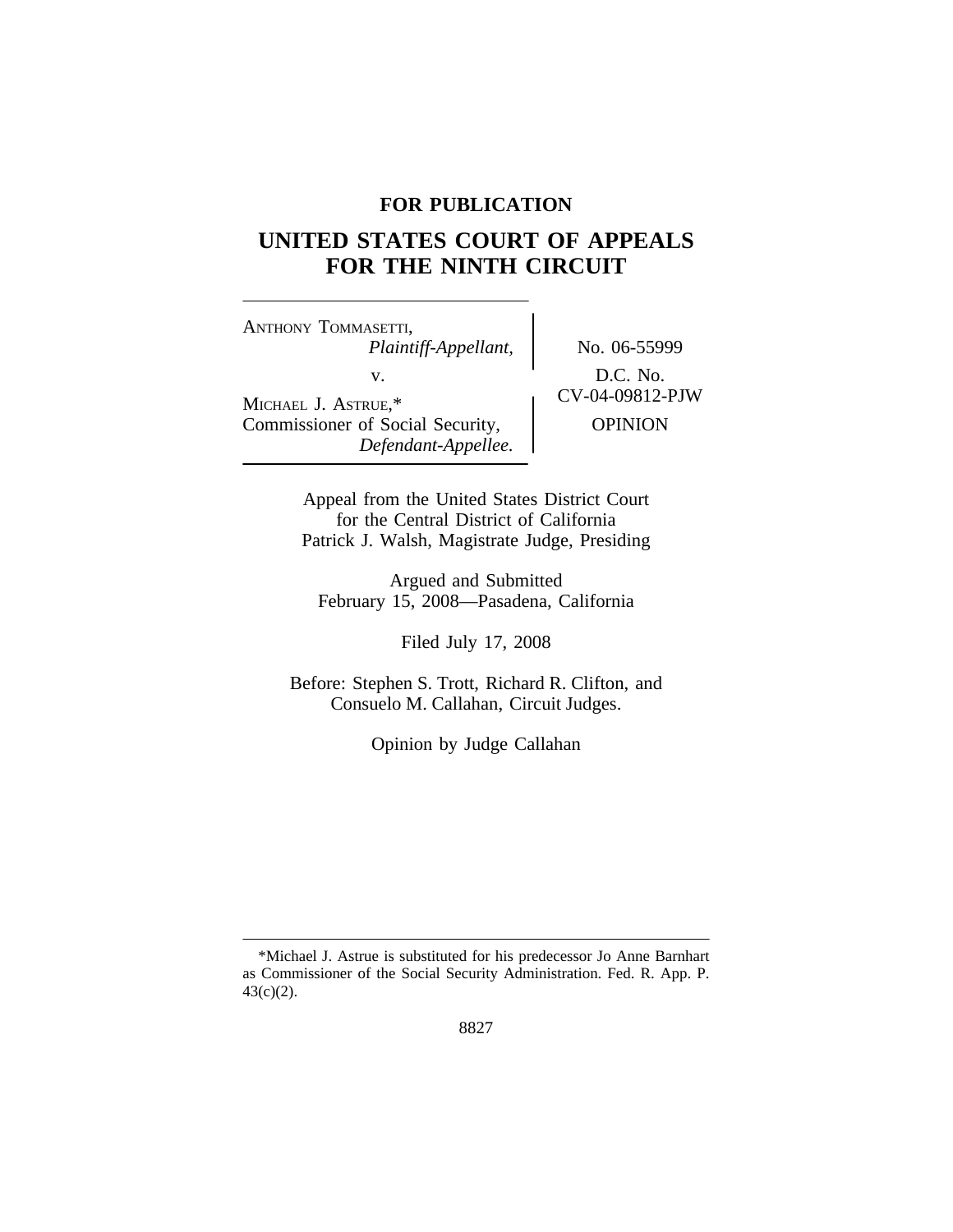**FOR PUBLICATION**

# UNITED STATES COURT OF APPEALS FOR THE NINTH CIRCUIT

ANTHONY TOMMASETTI,
*Plaintiff-Appellant,*

v.

MICHAEL J. ASTRUE,*
Commissioner of Social Security,
*Defendant-Appellee.*

No. 06-55999

D.C. No.
CV-04-09812-PJW

OPINION

Appeal from the United States District Court
for the Central District of California
Patrick J. Walsh, Magistrate Judge, Presiding

Argued and Submitted
February 15, 2008—Pasadena, California

Filed July 17, 2008

Before: Stephen S. Trott, Richard R. Clifton, and
Consuelo M. Callahan, Circuit Judges.

Opinion by Judge Callahan

---

*Michael J. Astrue is substituted for his predecessor Jo Anne Barnhart as Commissioner of the Social Security Administration. Fed. R. App. P. 43(c)(2).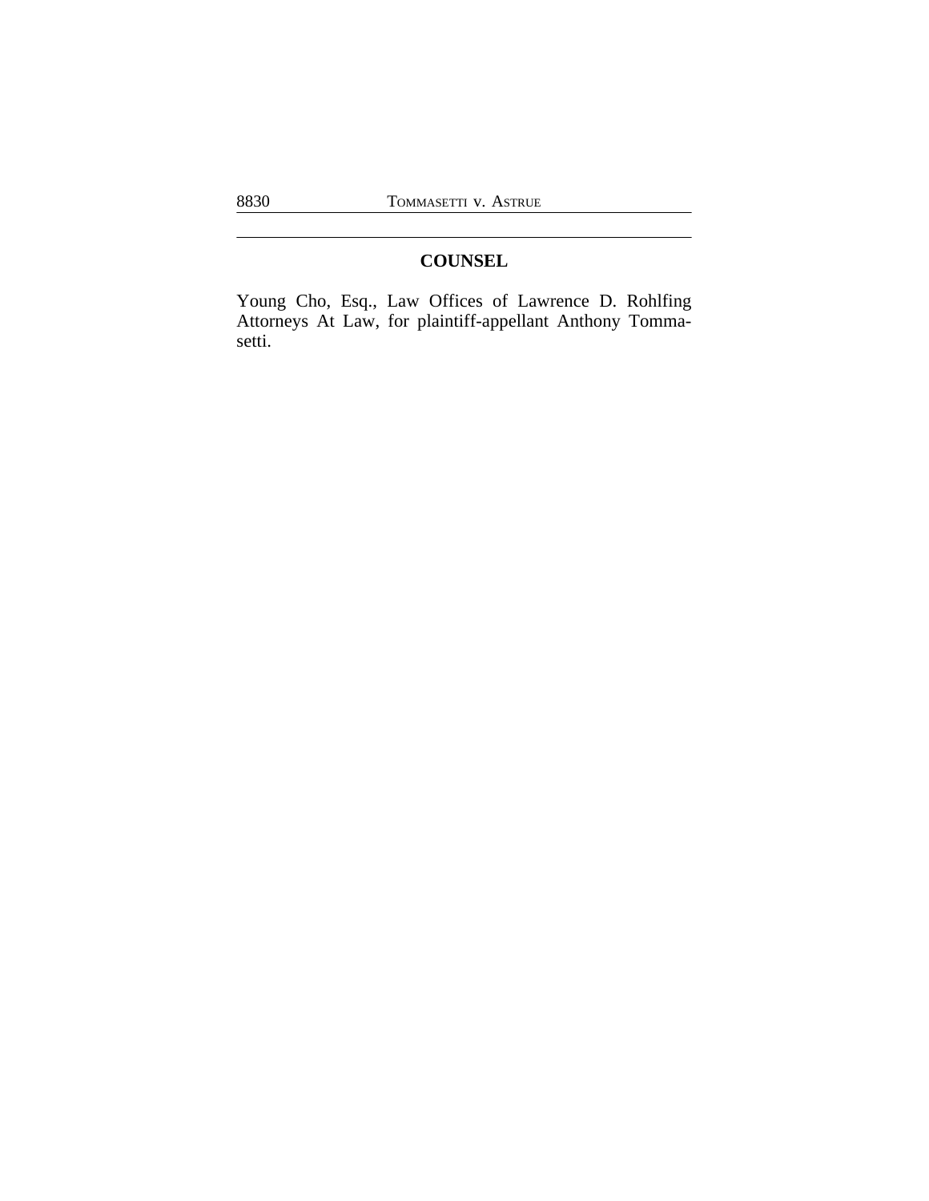## COUNSEL

Young Cho, Esq., Law Offices of Lawrence D. Rohlfing Attorneys At Law, for plaintiff-appellant Anthony Tommasetti.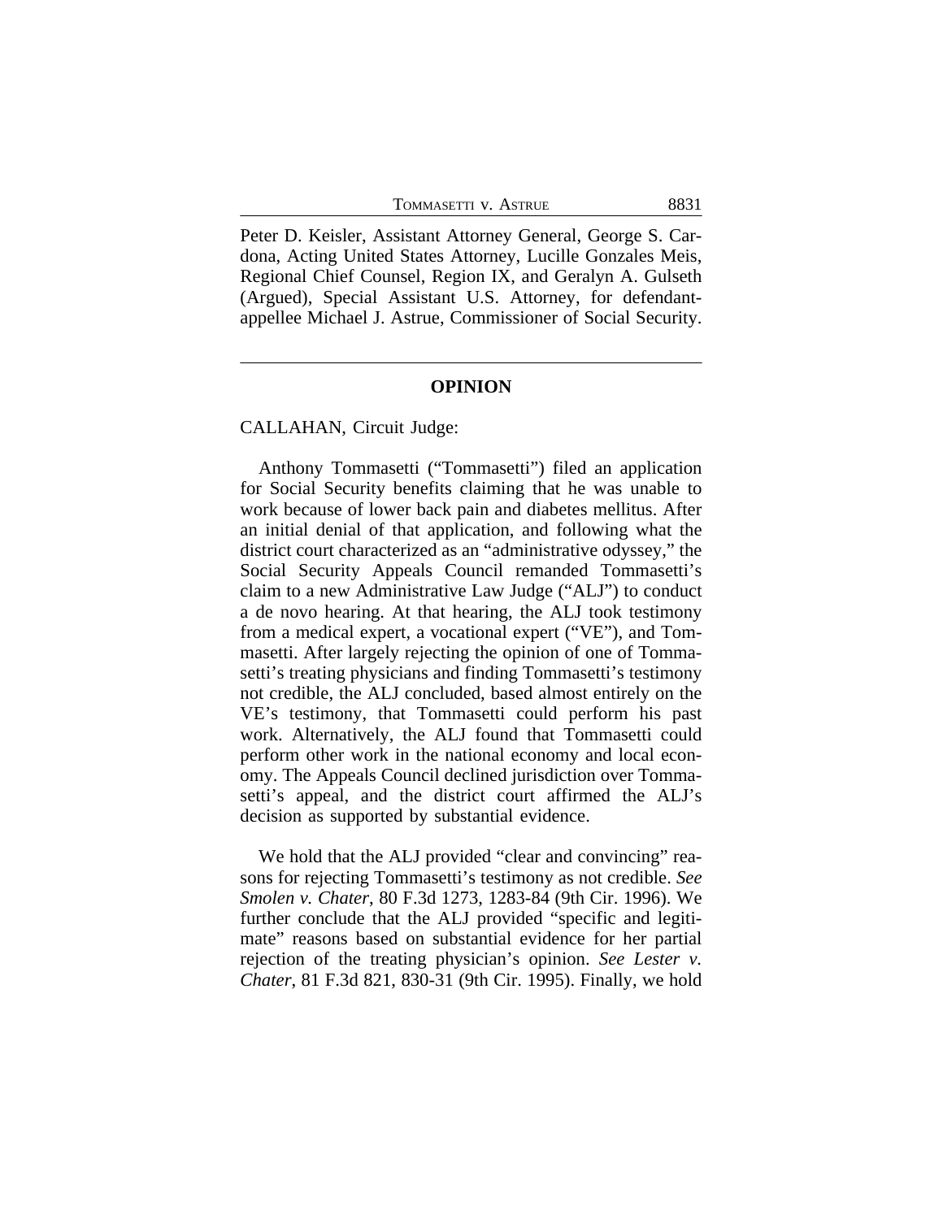Peter D. Keisler, Assistant Attorney General, George S. Cardona, Acting United States Attorney, Lucille Gonzales Meis, Regional Chief Counsel, Region IX, and Geralyn A. Gulseth (Argued), Special Assistant U.S. Attorney, for defendant-appellee Michael J. Astrue, Commissioner of Social Security.

---

## OPINION

CALLAHAN, Circuit Judge:

Anthony Tommasetti ("Tommasetti") filed an application for Social Security benefits claiming that he was unable to work because of lower back pain and diabetes mellitus. After an initial denial of that application, and following what the district court characterized as an "administrative odyssey," the Social Security Appeals Council remanded Tommasetti's claim to a new Administrative Law Judge ("ALJ") to conduct a de novo hearing. At that hearing, the ALJ took testimony from a medical expert, a vocational expert ("VE"), and Tommasetti. After largely rejecting the opinion of one of Tommasetti's treating physicians and finding Tommasetti's testimony not credible, the ALJ concluded, based almost entirely on the VE's testimony, that Tommasetti could perform his past work. Alternatively, the ALJ found that Tommasetti could perform other work in the national economy and local economy. The Appeals Council declined jurisdiction over Tommasetti's appeal, and the district court affirmed the ALJ's decision as supported by substantial evidence.

We hold that the ALJ provided "clear and convincing" reasons for rejecting Tommasetti's testimony as not credible. *See Smolen v. Chater*, 80 F.3d 1273, 1283-84 (9th Cir. 1996). We further conclude that the ALJ provided "specific and legitimate" reasons based on substantial evidence for her partial rejection of the treating physician's opinion. *See Lester v. Chater*, 81 F.3d 821, 830-31 (9th Cir. 1995). Finally, we hold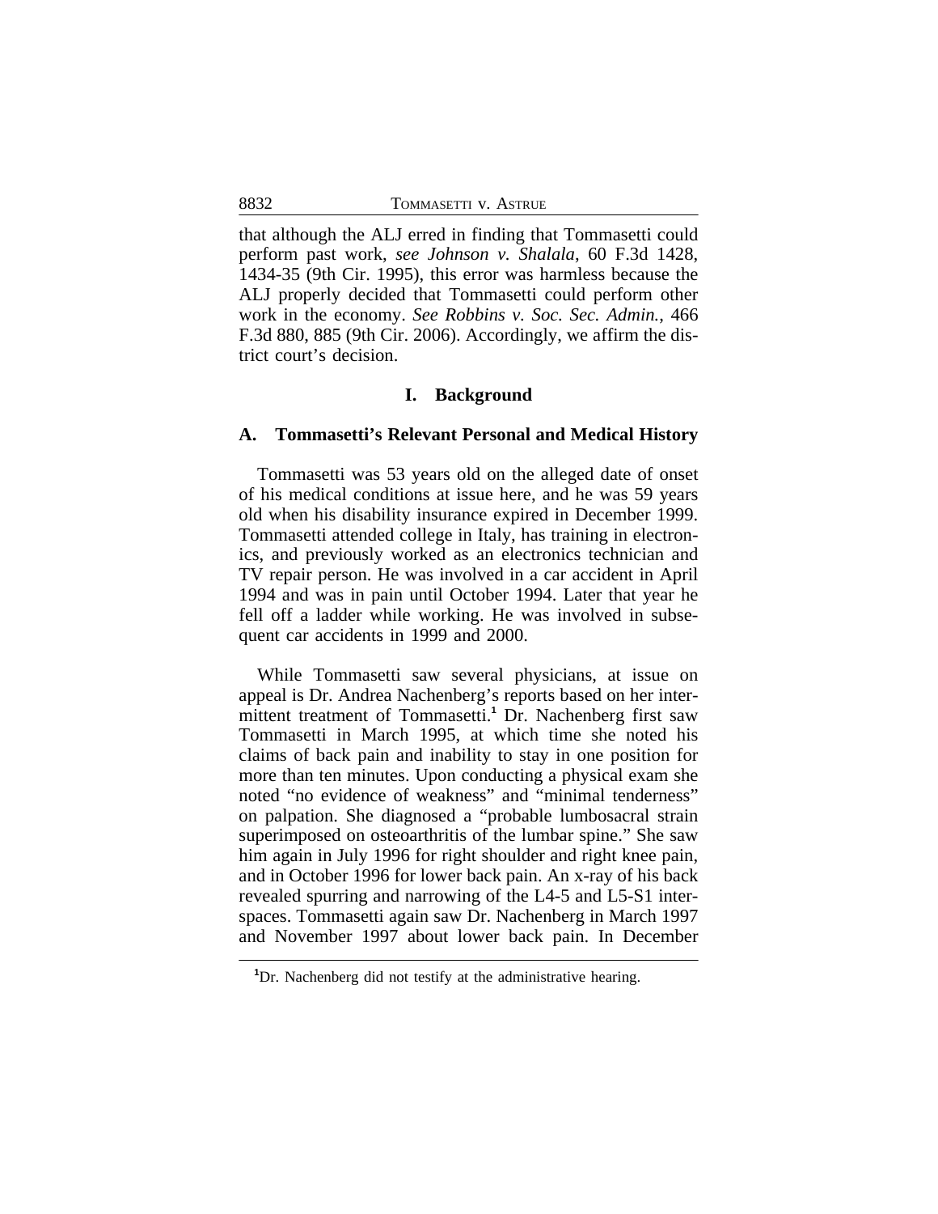that although the ALJ erred in finding that Tommasetti could perform past work, *see Johnson v. Shalala*, 60 F.3d 1428, 1434-35 (9th Cir. 1995), this error was harmless because the ALJ properly decided that Tommasetti could perform other work in the economy. *See Robbins v. Soc. Sec. Admin.*, 466 F.3d 880, 885 (9th Cir. 2006). Accordingly, we affirm the district court's decision.

## I. Background

### A. Tommasetti's Relevant Personal and Medical History

Tommasetti was 53 years old on the alleged date of onset of his medical conditions at issue here, and he was 59 years old when his disability insurance expired in December 1999. Tommasetti attended college in Italy, has training in electronics, and previously worked as an electronics technician and TV repair person. He was involved in a car accident in April 1994 and was in pain until October 1994. Later that year he fell off a ladder while working. He was involved in subsequent car accidents in 1999 and 2000.

While Tommasetti saw several physicians, at issue on appeal is Dr. Andrea Nachenberg's reports based on her intermittent treatment of Tommasetti.[1] Dr. Nachenberg first saw Tommasetti in March 1995, at which time she noted his claims of back pain and inability to stay in one position for more than ten minutes. Upon conducting a physical exam she noted "no evidence of weakness" and "minimal tenderness" on palpation. She diagnosed a "probable lumbosacral strain superimposed on osteoarthritis of the lumbar spine." She saw him again in July 1996 for right shoulder and right knee pain, and in October 1996 for lower back pain. An x-ray of his back revealed spurring and narrowing of the L4-5 and L5-S1 interspaces. Tommasetti again saw Dr. Nachenberg in March 1997 and November 1997 about lower back pain. In December

[1] Dr. Nachenberg did not testify at the administrative hearing.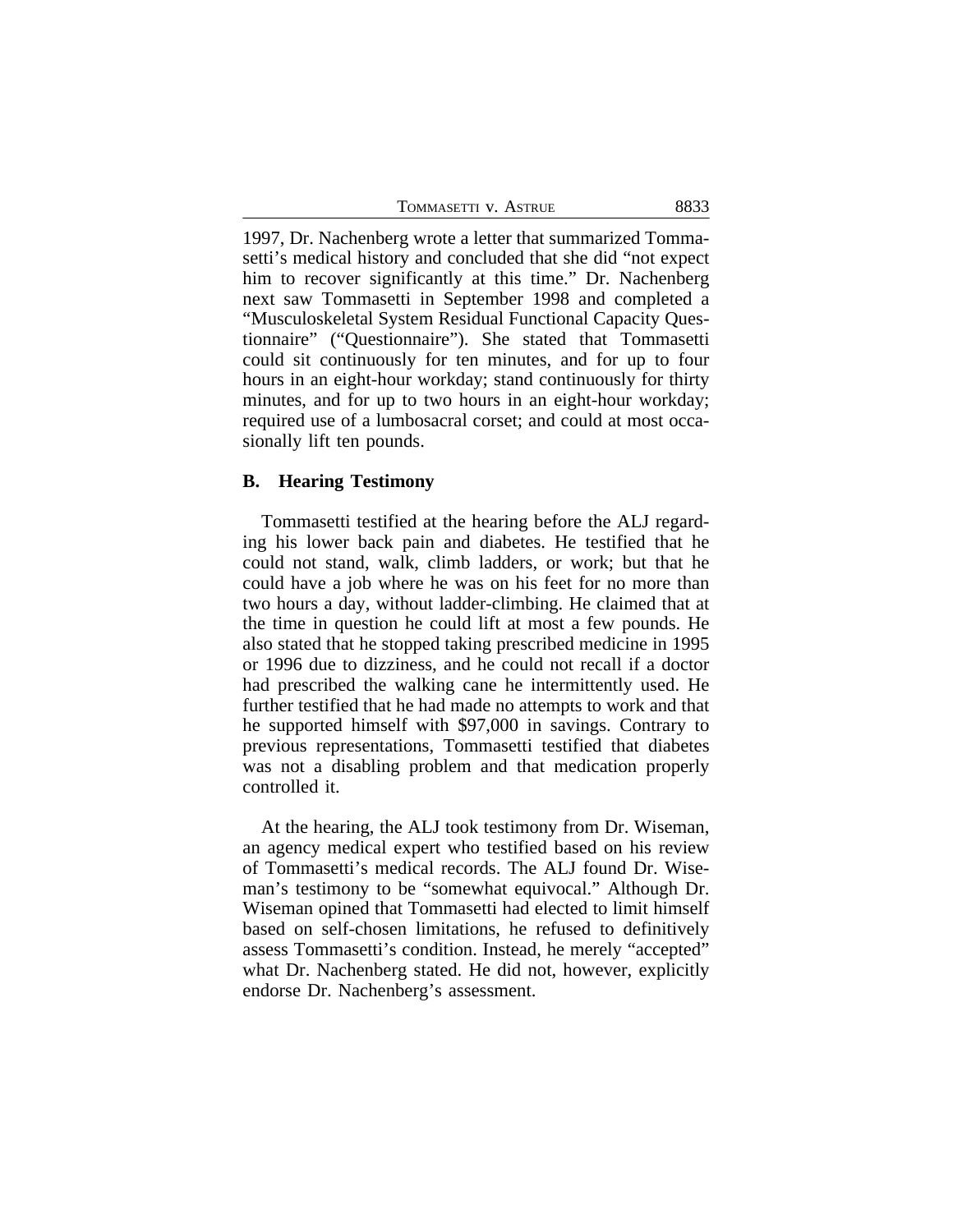1997, Dr. Nachenberg wrote a letter that summarized Tommasetti's medical history and concluded that she did "not expect him to recover significantly at this time." Dr. Nachenberg next saw Tommasetti in September 1998 and completed a "Musculoskeletal System Residual Functional Capacity Questionnaire" ("Questionnaire"). She stated that Tommasetti could sit continuously for ten minutes, and for up to four hours in an eight-hour workday; stand continuously for thirty minutes, and for up to two hours in an eight-hour workday; required use of a lumbosacral corset; and could at most occasionally lift ten pounds.

### B. Hearing Testimony

Tommasetti testified at the hearing before the ALJ regarding his lower back pain and diabetes. He testified that he could not stand, walk, climb ladders, or work; but that he could have a job where he was on his feet for no more than two hours a day, without ladder-climbing. He claimed that at the time in question he could lift at most a few pounds. He also stated that he stopped taking prescribed medicine in 1995 or 1996 due to dizziness, and he could not recall if a doctor had prescribed the walking cane he intermittently used. He further testified that he had made no attempts to work and that he supported himself with $97,000 in savings. Contrary to previous representations, Tommasetti testified that diabetes was not a disabling problem and that medication properly controlled it.

At the hearing, the ALJ took testimony from Dr. Wiseman, an agency medical expert who testified based on his review of Tommasetti's medical records. The ALJ found Dr. Wiseman's testimony to be "somewhat equivocal." Although Dr. Wiseman opined that Tommasetti had elected to limit himself based on self-chosen limitations, he refused to definitively assess Tommasetti's condition. Instead, he merely "accepted" what Dr. Nachenberg stated. He did not, however, explicitly endorse Dr. Nachenberg's assessment.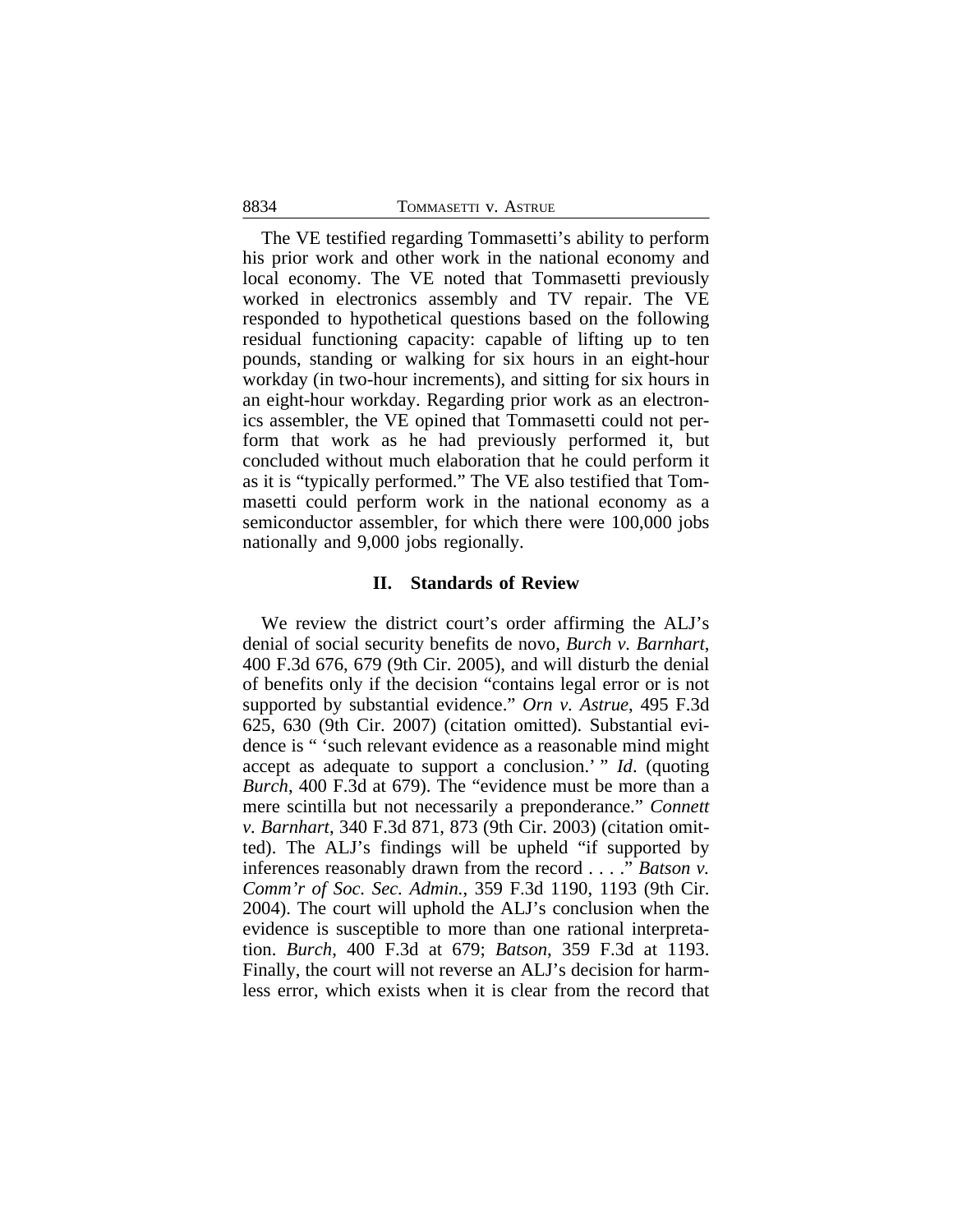The VE testified regarding Tommasetti's ability to perform his prior work and other work in the national economy and local economy. The VE noted that Tommasetti previously worked in electronics assembly and TV repair. The VE responded to hypothetical questions based on the following residual functioning capacity: capable of lifting up to ten pounds, standing or walking for six hours in an eight-hour workday (in two-hour increments), and sitting for six hours in an eight-hour workday. Regarding prior work as an electronics assembler, the VE opined that Tommasetti could not perform that work as he had previously performed it, but concluded without much elaboration that he could perform it as it is "typically performed." The VE also testified that Tommasetti could perform work in the national economy as a semiconductor assembler, for which there were 100,000 jobs nationally and 9,000 jobs regionally.

## II. Standards of Review

We review the district court's order affirming the ALJ's denial of social security benefits de novo, *Burch v. Barnhart*, 400 F.3d 676, 679 (9th Cir. 2005), and will disturb the denial of benefits only if the decision "contains legal error or is not supported by substantial evidence." *Orn v. Astrue*, 495 F.3d 625, 630 (9th Cir. 2007) (citation omitted). Substantial evidence is " 'such relevant evidence as a reasonable mind might accept as adequate to support a conclusion.' " *Id*. (quoting *Burch*, 400 F.3d at 679). The "evidence must be more than a mere scintilla but not necessarily a preponderance." *Connett v. Barnhart*, 340 F.3d 871, 873 (9th Cir. 2003) (citation omitted). The ALJ's findings will be upheld "if supported by inferences reasonably drawn from the record . . . ." *Batson v. Comm'r of Soc. Sec. Admin.*, 359 F.3d 1190, 1193 (9th Cir. 2004). The court will uphold the ALJ's conclusion when the evidence is susceptible to more than one rational interpretation. *Burch*, 400 F.3d at 679; *Batson*, 359 F.3d at 1193. Finally, the court will not reverse an ALJ's decision for harmless error, which exists when it is clear from the record that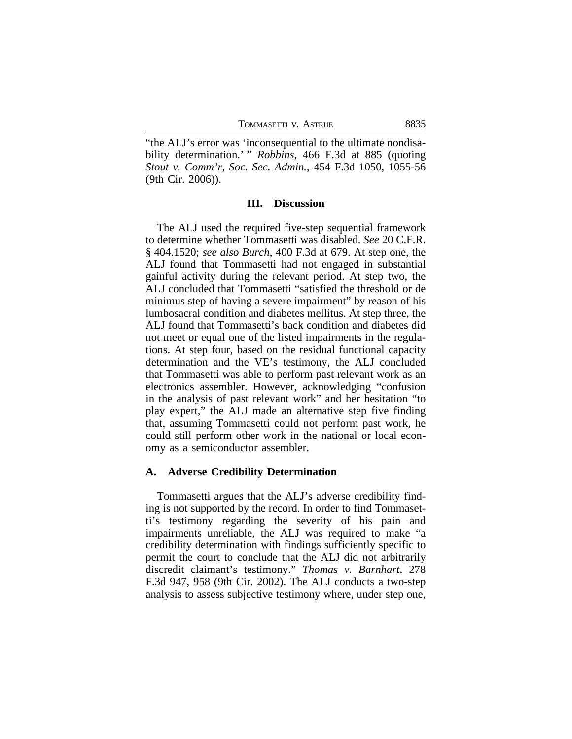"the ALJ's error was 'inconsequential to the ultimate nondisability determination.' " *Robbins*, 466 F.3d at 885 (quoting *Stout v. Comm'r, Soc. Sec. Admin.*, 454 F.3d 1050, 1055-56 (9th Cir. 2006)).

## III. Discussion

The ALJ used the required five-step sequential framework to determine whether Tommasetti was disabled. *See* 20 C.F.R. § 404.1520; *see also Burch*, 400 F.3d at 679. At step one, the ALJ found that Tommasetti had not engaged in substantial gainful activity during the relevant period. At step two, the ALJ concluded that Tommasetti "satisfied the threshold or de minimus step of having a severe impairment" by reason of his lumbosacral condition and diabetes mellitus. At step three, the ALJ found that Tommasetti's back condition and diabetes did not meet or equal one of the listed impairments in the regulations. At step four, based on the residual functional capacity determination and the VE's testimony, the ALJ concluded that Tommasetti was able to perform past relevant work as an electronics assembler. However, acknowledging "confusion in the analysis of past relevant work" and her hesitation "to play expert," the ALJ made an alternative step five finding that, assuming Tommasetti could not perform past work, he could still perform other work in the national or local economy as a semiconductor assembler.

### A. Adverse Credibility Determination

Tommasetti argues that the ALJ's adverse credibility finding is not supported by the record. In order to find Tommasetti's testimony regarding the severity of his pain and impairments unreliable, the ALJ was required to make "a credibility determination with findings sufficiently specific to permit the court to conclude that the ALJ did not arbitrarily discredit claimant's testimony." *Thomas v. Barnhart*, 278 F.3d 947, 958 (9th Cir. 2002). The ALJ conducts a two-step analysis to assess subjective testimony where, under step one,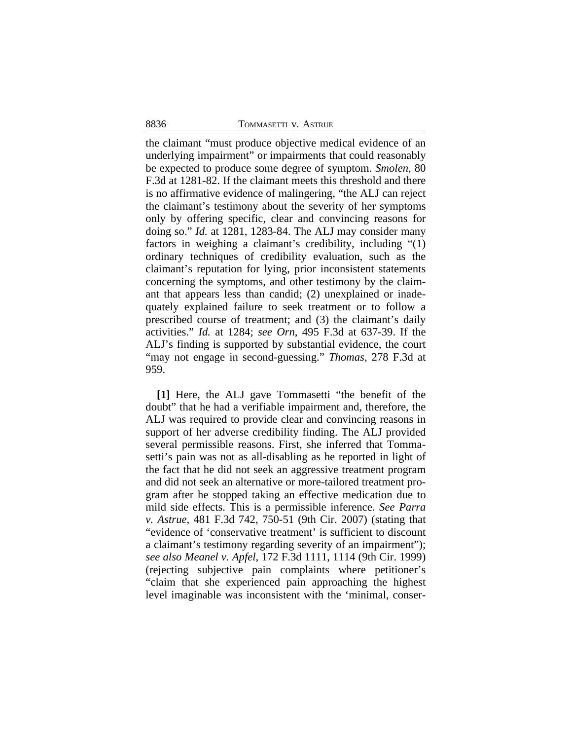the claimant "must produce objective medical evidence of an underlying impairment" or impairments that could reasonably be expected to produce some degree of symptom. *Smolen*, 80 F.3d at 1281-82. If the claimant meets this threshold and there is no affirmative evidence of malingering, "the ALJ can reject the claimant's testimony about the severity of her symptoms only by offering specific, clear and convincing reasons for doing so." *Id.* at 1281, 1283-84. The ALJ may consider many factors in weighing a claimant's credibility, including "(1) ordinary techniques of credibility evaluation, such as the claimant's reputation for lying, prior inconsistent statements concerning the symptoms, and other testimony by the claimant that appears less than candid; (2) unexplained or inadequately explained failure to seek treatment or to follow a prescribed course of treatment; and (3) the claimant's daily activities." *Id.* at 1284; *see Orn*, 495 F.3d at 637-39. If the ALJ's finding is supported by substantial evidence, the court "may not engage in second-guessing." *Thomas*, 278 F.3d at 959.

**[1]** Here, the ALJ gave Tommasetti "the benefit of the doubt" that he had a verifiable impairment and, therefore, the ALJ was required to provide clear and convincing reasons in support of her adverse credibility finding. The ALJ provided several permissible reasons. First, she inferred that Tommasetti's pain was not as all-disabling as he reported in light of the fact that he did not seek an aggressive treatment program and did not seek an alternative or more-tailored treatment program after he stopped taking an effective medication due to mild side effects. This is a permissible inference. *See Parra v. Astrue*, 481 F.3d 742, 750-51 (9th Cir. 2007) (stating that "evidence of 'conservative treatment' is sufficient to discount a claimant's testimony regarding severity of an impairment"); *see also Meanel v. Apfel*, 172 F.3d 1111, 1114 (9th Cir. 1999) (rejecting subjective pain complaints where petitioner's "claim that she experienced pain approaching the highest level imaginable was inconsistent with the 'minimal, conser-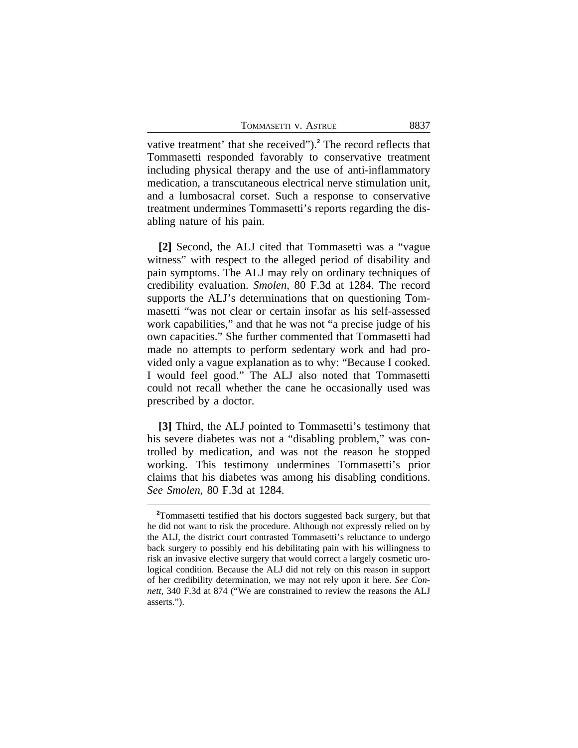vative treatment' that she received").[2] The record reflects that Tommasetti responded favorably to conservative treatment including physical therapy and the use of anti-inflammatory medication, a transcutaneous electrical nerve stimulation unit, and a lumbosacral corset. Such a response to conservative treatment undermines Tommasetti's reports regarding the disabling nature of his pain.

**[2]** Second, the ALJ cited that Tommasetti was a "vague witness" with respect to the alleged period of disability and pain symptoms. The ALJ may rely on ordinary techniques of credibility evaluation. *Smolen*, 80 F.3d at 1284. The record supports the ALJ's determinations that on questioning Tommasetti "was not clear or certain insofar as his self-assessed work capabilities," and that he was not "a precise judge of his own capacities." She further commented that Tommasetti had made no attempts to perform sedentary work and had provided only a vague explanation as to why: "Because I cooked. I would feel good." The ALJ also noted that Tommasetti could not recall whether the cane he occasionally used was prescribed by a doctor.

**[3]** Third, the ALJ pointed to Tommasetti's testimony that his severe diabetes was not a "disabling problem," was controlled by medication, and was not the reason he stopped working. This testimony undermines Tommasetti's prior claims that his diabetes was among his disabling conditions. *See Smolen*, 80 F.3d at 1284.

[2]Tommasetti testified that his doctors suggested back surgery, but that he did not want to risk the procedure. Although not expressly relied on by the ALJ, the district court contrasted Tommasetti's reluctance to undergo back surgery to possibly end his debilitating pain with his willingness to risk an invasive elective surgery that would correct a largely cosmetic urological condition. Because the ALJ did not rely on this reason in support of her credibility determination, we may not rely upon it here. *See Connett*, 340 F.3d at 874 ("We are constrained to review the reasons the ALJ asserts.").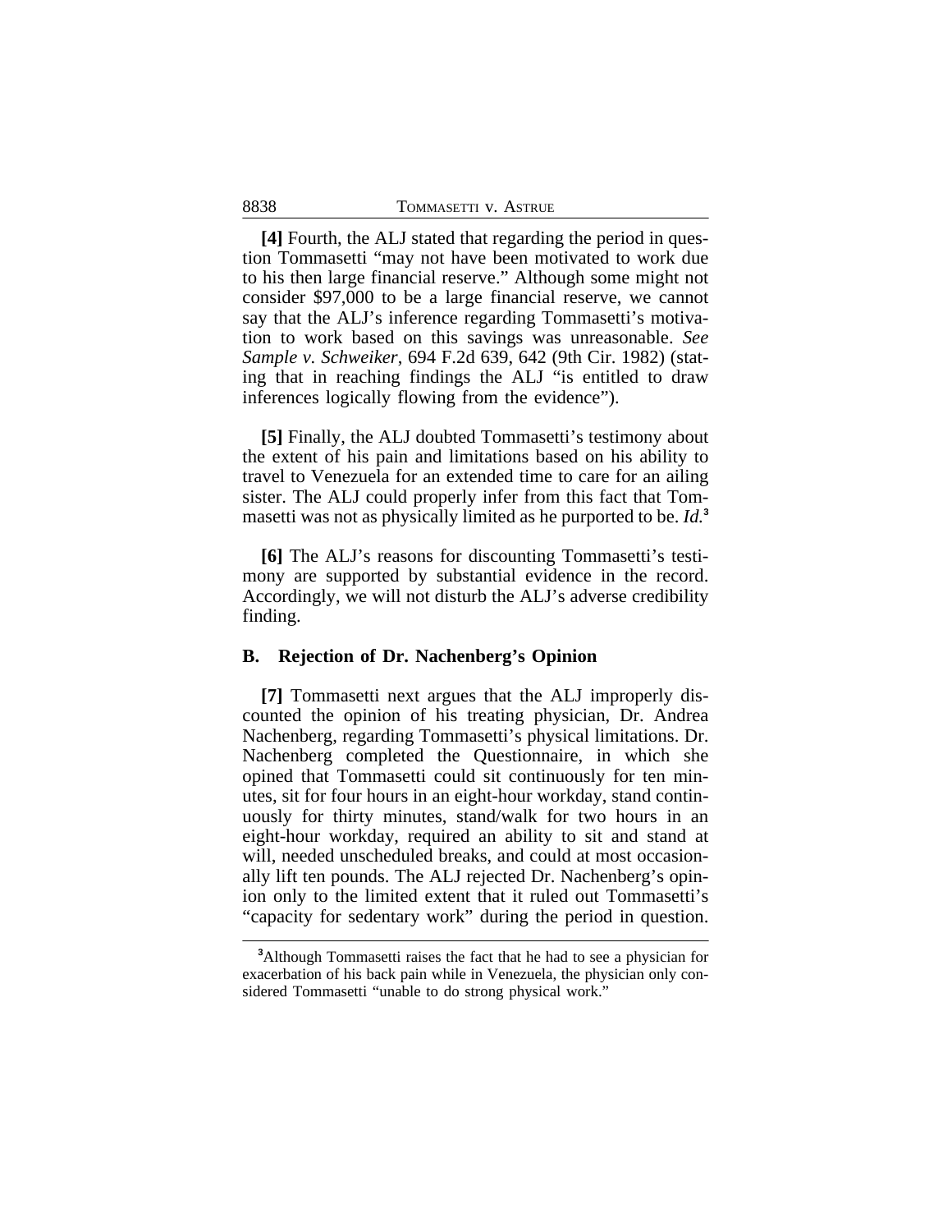**[4]** Fourth, the ALJ stated that regarding the period in question Tommasetti "may not have been motivated to work due to his then large financial reserve." Although some might not consider $97,000 to be a large financial reserve, we cannot say that the ALJ's inference regarding Tommasetti's motivation to work based on this savings was unreasonable. *See Sample v. Schweiker*, 694 F.2d 639, 642 (9th Cir. 1982) (stating that in reaching findings the ALJ "is entitled to draw inferences logically flowing from the evidence").

**[5]** Finally, the ALJ doubted Tommasetti's testimony about the extent of his pain and limitations based on his ability to travel to Venezuela for an extended time to care for an ailing sister. The ALJ could properly infer from this fact that Tommasetti was not as physically limited as he purported to be. *Id.*[3]

**[6]** The ALJ's reasons for discounting Tommasetti's testimony are supported by substantial evidence in the record. Accordingly, we will not disturb the ALJ's adverse credibility finding.

## B. Rejection of Dr. Nachenberg's Opinion

**[7]** Tommasetti next argues that the ALJ improperly discounted the opinion of his treating physician, Dr. Andrea Nachenberg, regarding Tommasetti's physical limitations. Dr. Nachenberg completed the Questionnaire, in which she opined that Tommasetti could sit continuously for ten minutes, sit for four hours in an eight-hour workday, stand continuously for thirty minutes, stand/walk for two hours in an eight-hour workday, required an ability to sit and stand at will, needed unscheduled breaks, and could at most occasionally lift ten pounds. The ALJ rejected Dr. Nachenberg's opinion only to the limited extent that it ruled out Tommasetti's "capacity for sedentary work" during the period in question.

[3] Although Tommasetti raises the fact that he had to see a physician for exacerbation of his back pain while in Venezuela, the physician only considered Tommasetti "unable to do strong physical work."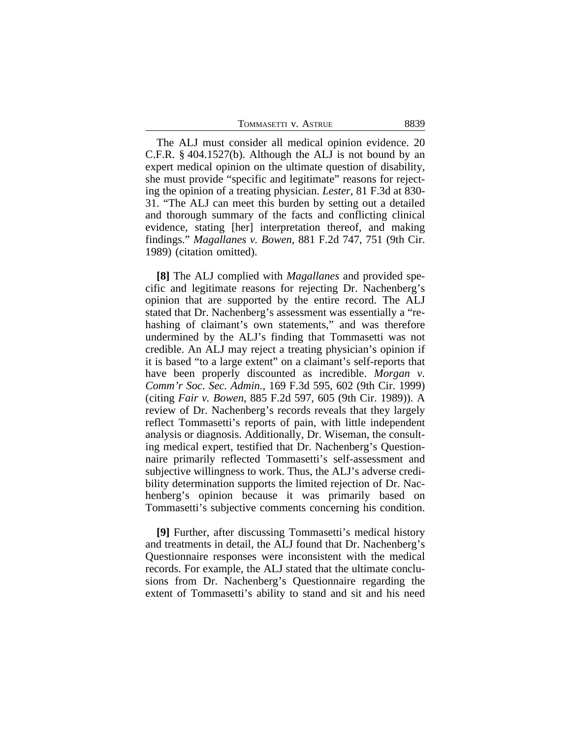The ALJ must consider all medical opinion evidence. 20 C.F.R. § 404.1527(b). Although the ALJ is not bound by an expert medical opinion on the ultimate question of disability, she must provide "specific and legitimate" reasons for rejecting the opinion of a treating physician. *Lester*, 81 F.3d at 830-31. "The ALJ can meet this burden by setting out a detailed and thorough summary of the facts and conflicting clinical evidence, stating [her] interpretation thereof, and making findings." *Magallanes v. Bowen*, 881 F.2d 747, 751 (9th Cir. 1989) (citation omitted).

**[8]** The ALJ complied with *Magallanes* and provided specific and legitimate reasons for rejecting Dr. Nachenberg's opinion that are supported by the entire record. The ALJ stated that Dr. Nachenberg's assessment was essentially a "rehashing of claimant's own statements," and was therefore undermined by the ALJ's finding that Tommasetti was not credible. An ALJ may reject a treating physician's opinion if it is based "to a large extent" on a claimant's self-reports that have been properly discounted as incredible. *Morgan v. Comm'r Soc. Sec. Admin.*, 169 F.3d 595, 602 (9th Cir. 1999) (citing *Fair v. Bowen*, 885 F.2d 597, 605 (9th Cir. 1989)). A review of Dr. Nachenberg's records reveals that they largely reflect Tommasetti's reports of pain, with little independent analysis or diagnosis. Additionally, Dr. Wiseman, the consulting medical expert, testified that Dr. Nachenberg's Questionnaire primarily reflected Tommasetti's self-assessment and subjective willingness to work. Thus, the ALJ's adverse credibility determination supports the limited rejection of Dr. Nachenberg's opinion because it was primarily based on Tommasetti's subjective comments concerning his condition.

**[9]** Further, after discussing Tommasetti's medical history and treatments in detail, the ALJ found that Dr. Nachenberg's Questionnaire responses were inconsistent with the medical records. For example, the ALJ stated that the ultimate conclusions from Dr. Nachenberg's Questionnaire regarding the extent of Tommasetti's ability to stand and sit and his need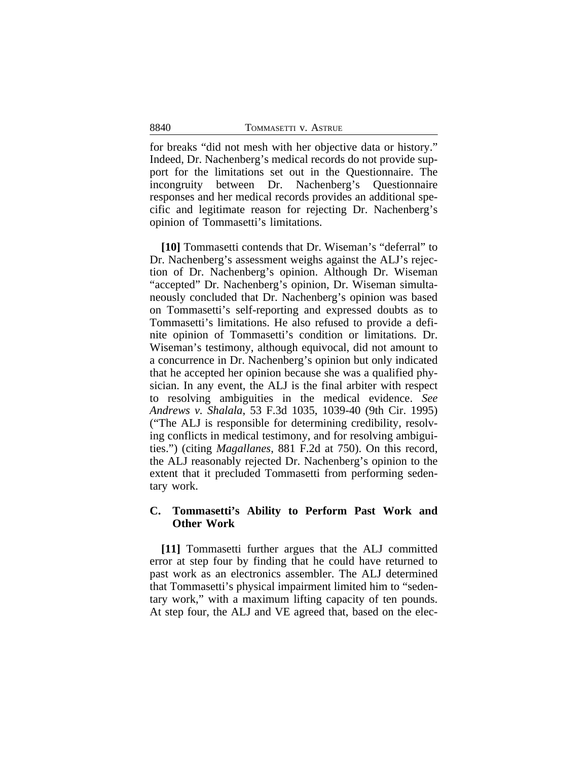for breaks "did not mesh with her objective data or history." Indeed, Dr. Nachenberg's medical records do not provide support for the limitations set out in the Questionnaire. The incongruity between Dr. Nachenberg's Questionnaire responses and her medical records provides an additional specific and legitimate reason for rejecting Dr. Nachenberg's opinion of Tommasetti's limitations.

**[10]** Tommasetti contends that Dr. Wiseman's "deferral" to Dr. Nachenberg's assessment weighs against the ALJ's rejection of Dr. Nachenberg's opinion. Although Dr. Wiseman "accepted" Dr. Nachenberg's opinion, Dr. Wiseman simultaneously concluded that Dr. Nachenberg's opinion was based on Tommasetti's self-reporting and expressed doubts as to Tommasetti's limitations. He also refused to provide a definite opinion of Tommasetti's condition or limitations. Dr. Wiseman's testimony, although equivocal, did not amount to a concurrence in Dr. Nachenberg's opinion but only indicated that he accepted her opinion because she was a qualified physician. In any event, the ALJ is the final arbiter with respect to resolving ambiguities in the medical evidence. *See Andrews v. Shalala*, 53 F.3d 1035, 1039-40 (9th Cir. 1995) ("The ALJ is responsible for determining credibility, resolving conflicts in medical testimony, and for resolving ambiguities.") (citing *Magallanes*, 881 F.2d at 750). On this record, the ALJ reasonably rejected Dr. Nachenberg's opinion to the extent that it precluded Tommasetti from performing sedentary work.

### C. Tommasetti's Ability to Perform Past Work and Other Work

**[11]** Tommasetti further argues that the ALJ committed error at step four by finding that he could have returned to past work as an electronics assembler. The ALJ determined that Tommasetti's physical impairment limited him to "sedentary work," with a maximum lifting capacity of ten pounds. At step four, the ALJ and VE agreed that, based on the elec-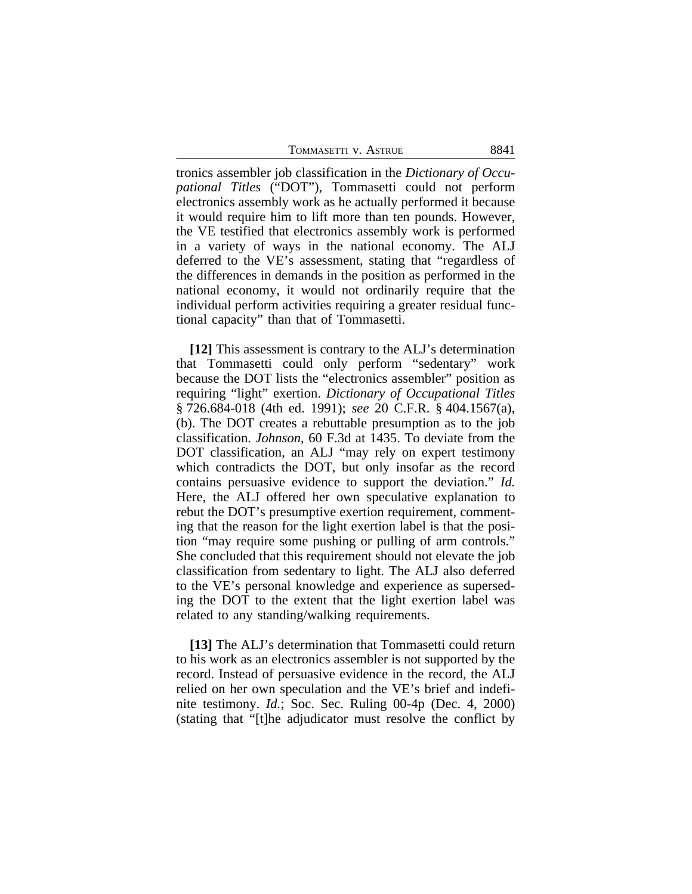tronics assembler job classification in the *Dictionary of Occupational Titles* ("DOT"), Tommasetti could not perform electronics assembly work as he actually performed it because it would require him to lift more than ten pounds. However, the VE testified that electronics assembly work is performed in a variety of ways in the national economy. The ALJ deferred to the VE's assessment, stating that "regardless of the differences in demands in the position as performed in the national economy, it would not ordinarily require that the individual perform activities requiring a greater residual functional capacity" than that of Tommasetti.

**[12]** This assessment is contrary to the ALJ's determination that Tommasetti could only perform "sedentary" work because the DOT lists the "electronics assembler" position as requiring "light" exertion. *Dictionary of Occupational Titles* § 726.684-018 (4th ed. 1991); *see* 20 C.F.R. § 404.1567(a), (b). The DOT creates a rebuttable presumption as to the job classification. *Johnson*, 60 F.3d at 1435. To deviate from the DOT classification, an ALJ "may rely on expert testimony which contradicts the DOT, but only insofar as the record contains persuasive evidence to support the deviation." *Id.* Here, the ALJ offered her own speculative explanation to rebut the DOT's presumptive exertion requirement, commenting that the reason for the light exertion label is that the position "may require some pushing or pulling of arm controls." She concluded that this requirement should not elevate the job classification from sedentary to light. The ALJ also deferred to the VE's personal knowledge and experience as superseding the DOT to the extent that the light exertion label was related to any standing/walking requirements.

**[13]** The ALJ's determination that Tommasetti could return to his work as an electronics assembler is not supported by the record. Instead of persuasive evidence in the record, the ALJ relied on her own speculation and the VE's brief and indefinite testimony. *Id.*; Soc. Sec. Ruling 00-4p (Dec. 4, 2000) (stating that "[t]he adjudicator must resolve the conflict by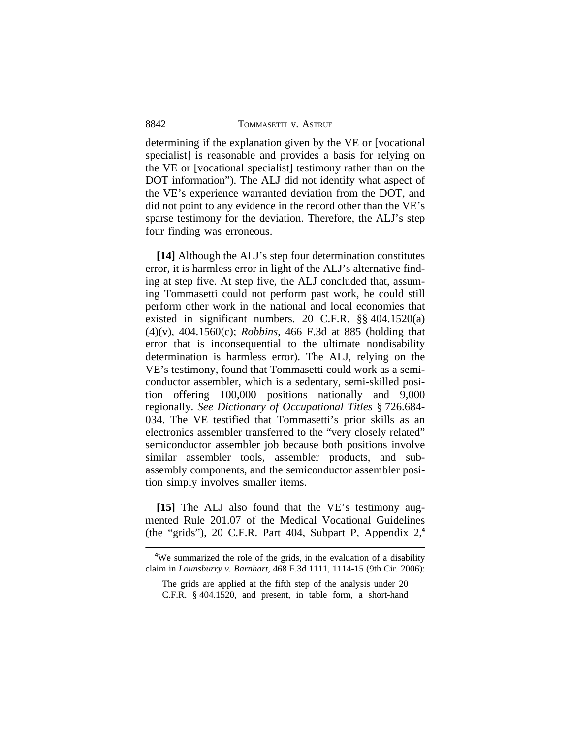determining if the explanation given by the VE or [vocational specialist] is reasonable and provides a basis for relying on the VE or [vocational specialist] testimony rather than on the DOT information"). The ALJ did not identify what aspect of the VE's experience warranted deviation from the DOT, and did not point to any evidence in the record other than the VE's sparse testimony for the deviation. Therefore, the ALJ's step four finding was erroneous.

**[14]** Although the ALJ's step four determination constitutes error, it is harmless error in light of the ALJ's alternative finding at step five. At step five, the ALJ concluded that, assuming Tommasetti could not perform past work, he could still perform other work in the national and local economies that existed in significant numbers. 20 C.F.R. §§ 404.1520(a)(4)(v), 404.1560(c); *Robbins*, 466 F.3d at 885 (holding that error that is inconsequential to the ultimate nondisability determination is harmless error). The ALJ, relying on the VE's testimony, found that Tommasetti could work as a semiconductor assembler, which is a sedentary, semi-skilled position offering 100,000 positions nationally and 9,000 regionally. *See Dictionary of Occupational Titles* § 726.684-034. The VE testified that Tommasetti's prior skills as an electronics assembler transferred to the "very closely related" semiconductor assembler job because both positions involve similar assembler tools, assembler products, and subassembly components, and the semiconductor assembler position simply involves smaller items.

**[15]** The ALJ also found that the VE's testimony augmented Rule 201.07 of the Medical Vocational Guidelines (the "grids"), 20 C.F.R. Part 404, Subpart P, Appendix 2,[4]

---

[4]We summarized the role of the grids, in the evaluation of a disability claim in *Lounsburry v. Barnhart*, 468 F.3d 1111, 1114-15 (9th Cir. 2006):

> The grids are applied at the fifth step of the analysis under 20 C.F.R. § 404.1520, and present, in table form, a short-hand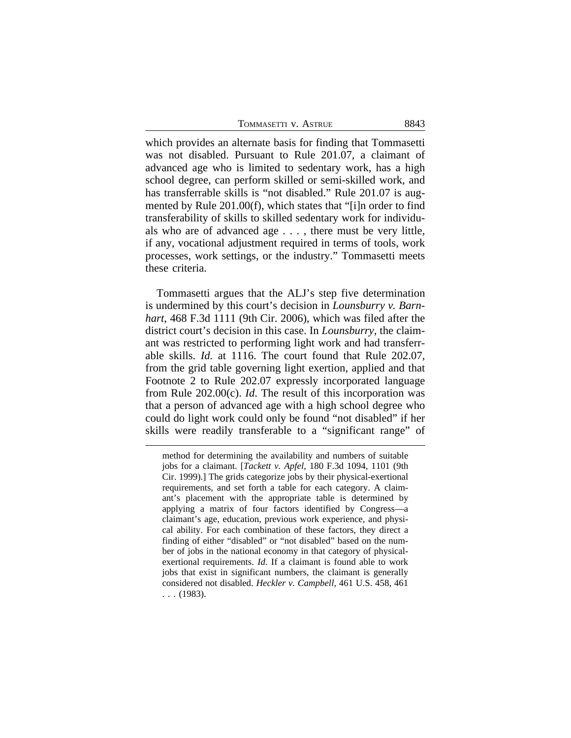which provides an alternate basis for finding that Tommasetti was not disabled. Pursuant to Rule 201.07, a claimant of advanced age who is limited to sedentary work, has a high school degree, can perform skilled or semi-skilled work, and has transferrable skills is "not disabled." Rule 201.07 is augmented by Rule 201.00(f), which states that "[i]n order to find transferability of skills to skilled sedentary work for individuals who are of advanced age . . . , there must be very little, if any, vocational adjustment required in terms of tools, work processes, work settings, or the industry." Tommasetti meets these criteria.

Tommasetti argues that the ALJ's step five determination is undermined by this court's decision in *Lounsburry v. Barnhart*, 468 F.3d 1111 (9th Cir. 2006), which was filed after the district court's decision in this case. In *Lounsburry*, the claimant was restricted to performing light work and had transferrable skills. *Id.* at 1116. The court found that Rule 202.07, from the grid table governing light exertion, applied and that Footnote 2 to Rule 202.07 expressly incorporated language from Rule 202.00(c). *Id*. The result of this incorporation was that a person of advanced age with a high school degree who could do light work could only be found "not disabled" if her skills were readily transferable to a "significant range" of

---

method for determining the availability and numbers of suitable jobs for a claimant. [*Tackett v. Apfel*, 180 F.3d 1094, 1101 (9th Cir. 1999).] The grids categorize jobs by their physical-exertional requirements, and set forth a table for each category. A claimant's placement with the appropriate table is determined by applying a matrix of four factors identified by Congress—a claimant's age, education, previous work experience, and physical ability. For each combination of these factors, they direct a finding of either "disabled" or "not disabled" based on the number of jobs in the national economy in that category of physical-exertional requirements. *Id.* If a claimant is found able to work jobs that exist in significant numbers, the claimant is generally considered not disabled. *Heckler v. Campbell*, 461 U.S. 458, 461 . . . (1983).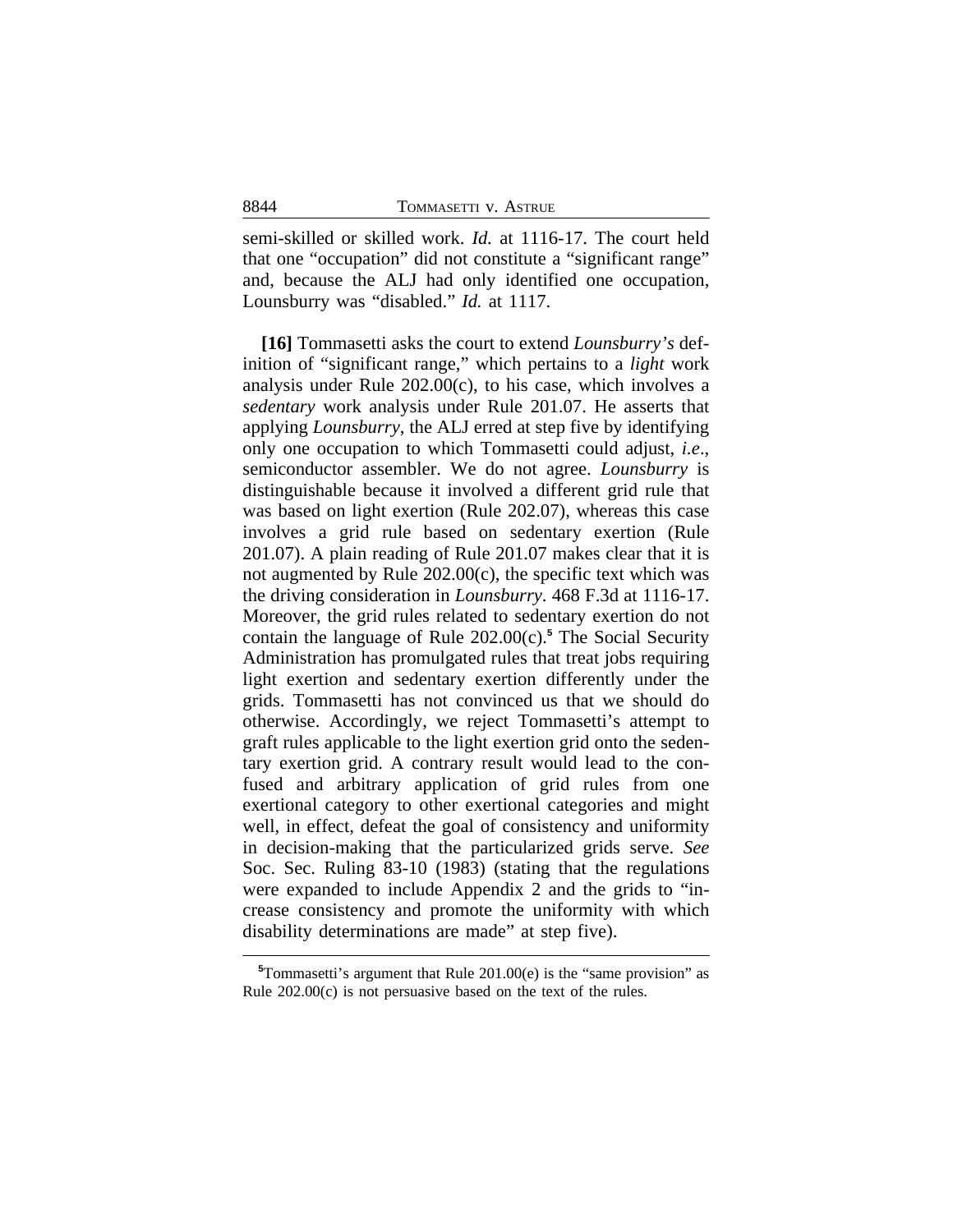semi-skilled or skilled work. *Id.* at 1116-17. The court held that one "occupation" did not constitute a "significant range" and, because the ALJ had only identified one occupation, Lounsbury was "disabled." *Id.* at 1117.

**[16]** Tommasetti asks the court to extend *Lounsbury's* definition of "significant range," which pertains to a *light* work analysis under Rule 202.00(c), to his case, which involves a *sedentary* work analysis under Rule 201.07. He asserts that applying *Lounsbury*, the ALJ erred at step five by identifying only one occupation to which Tommasetti could adjust, *i.e*., semiconductor assembler. We do not agree. *Lounsbury* is distinguishable because it involved a different grid rule that was based on light exertion (Rule 202.07), whereas this case involves a grid rule based on sedentary exertion (Rule 201.07). A plain reading of Rule 201.07 makes clear that it is not augmented by Rule 202.00(c), the specific text which was the driving consideration in *Lounsbury*. 468 F.3d at 1116-17. Moreover, the grid rules related to sedentary exertion do not contain the language of Rule 202.00(c).[5] The Social Security Administration has promulgated rules that treat jobs requiring light exertion and sedentary exertion differently under the grids. Tommasetti has not convinced us that we should do otherwise. Accordingly, we reject Tommasetti's attempt to graft rules applicable to the light exertion grid onto the sedentary exertion grid. A contrary result would lead to the confused and arbitrary application of grid rules from one exertional category to other exertional categories and might well, in effect, defeat the goal of consistency and uniformity in decision-making that the particularized grids serve. *See* Soc. Sec. Ruling 83-10 (1983) (stating that the regulations were expanded to include Appendix 2 and the grids to "increase consistency and promote the uniformity with which disability determinations are made" at step five).

---

[5] Tommasetti's argument that Rule 201.00(e) is the "same provision" as Rule 202.00(c) is not persuasive based on the text of the rules.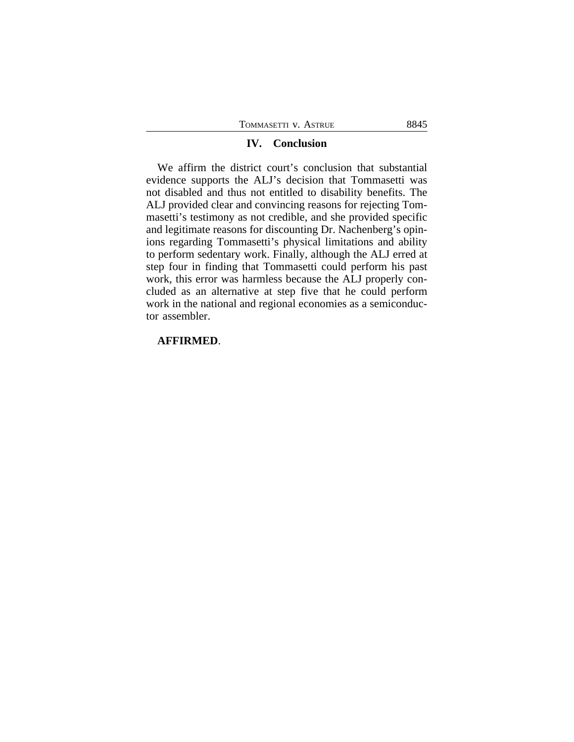## IV. Conclusion

We affirm the district court's conclusion that substantial evidence supports the ALJ's decision that Tommasetti was not disabled and thus not entitled to disability benefits. The ALJ provided clear and convincing reasons for rejecting Tommasetti's testimony as not credible, and she provided specific and legitimate reasons for discounting Dr. Nachenberg's opinions regarding Tommasetti's physical limitations and ability to perform sedentary work. Finally, although the ALJ erred at step four in finding that Tommasetti could perform his past work, this error was harmless because the ALJ properly concluded as an alternative at step five that he could perform work in the national and regional economies as a semiconductor assembler.

**AFFIRMED**.